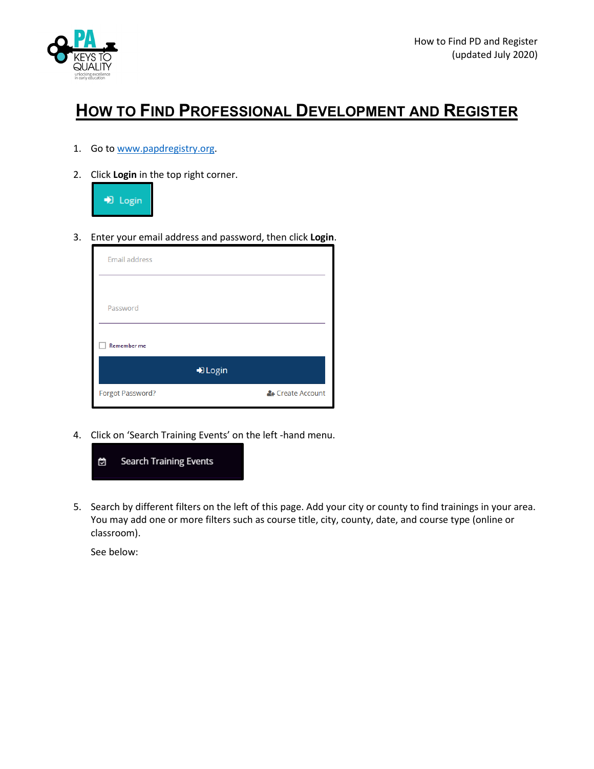# How to Find Professional Development and Register

1. Go to www.papdregistry.org.

2. Click **Login** in the top right corner.

   Login

3. Enter your email address and password, then click **Login**.

   Email address

   Password

   Remember me

   Login

   Forgot Password? Create Account

4. Click on 'Search Training Events' on the left -hand menu.

   Search Training Events

5. Search by different filters on the left of this page. Add your city or county to find trainings in your area. You may add one or more filters such as course title, city, county, date, and course type (online or classroom).

   See below: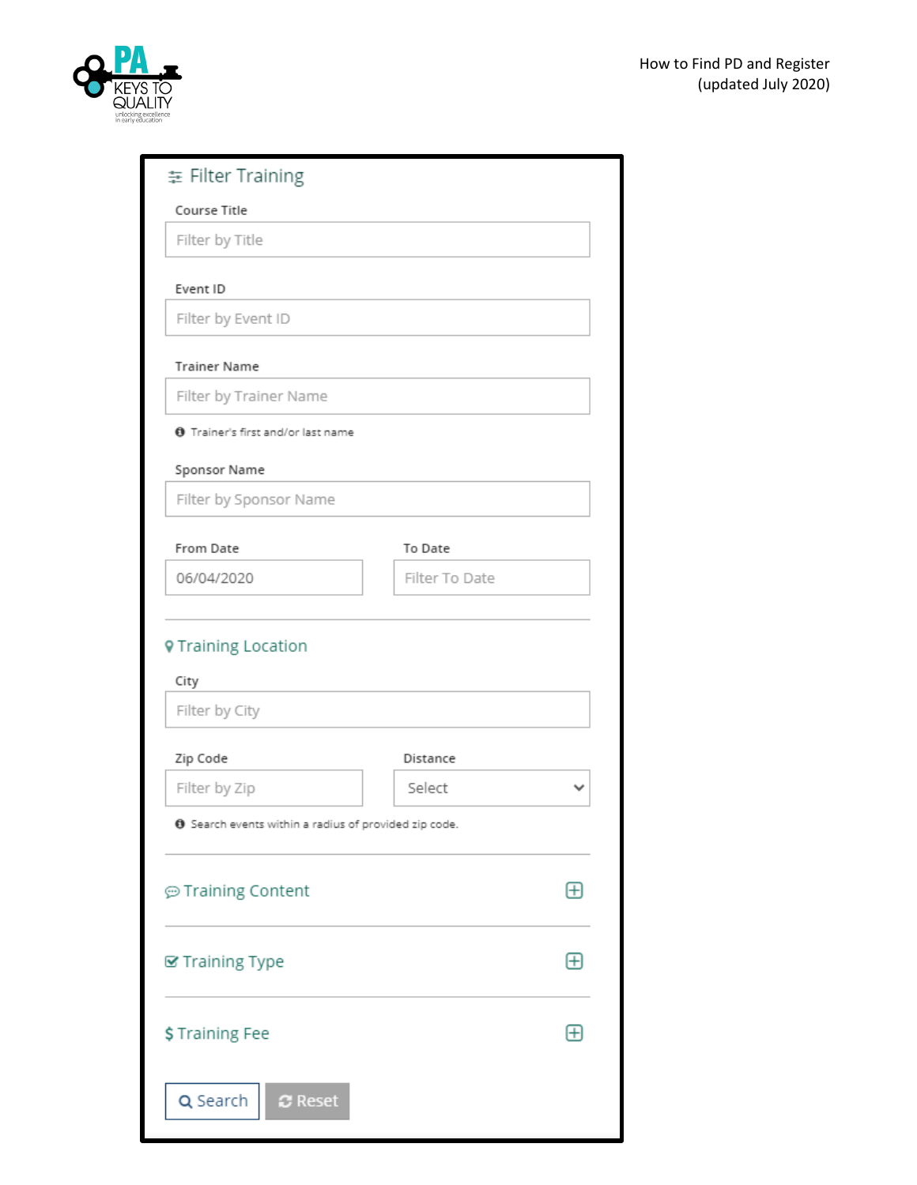## Filter Training

Course Title

Filter by Title

Event ID

Filter by Event ID

Trainer Name

Filter by Trainer Name

Trainer's first and/or last name

Sponsor Name

Filter by Sponsor Name

From Date

06/04/2020

To Date

Filter To Date

### Training Location

City

Filter by City

Zip Code

Filter by Zip

Distance

Select

Search events within a radius of provided zip code.

### Training Content

### Training Type

### $ Training Fee

Search

Reset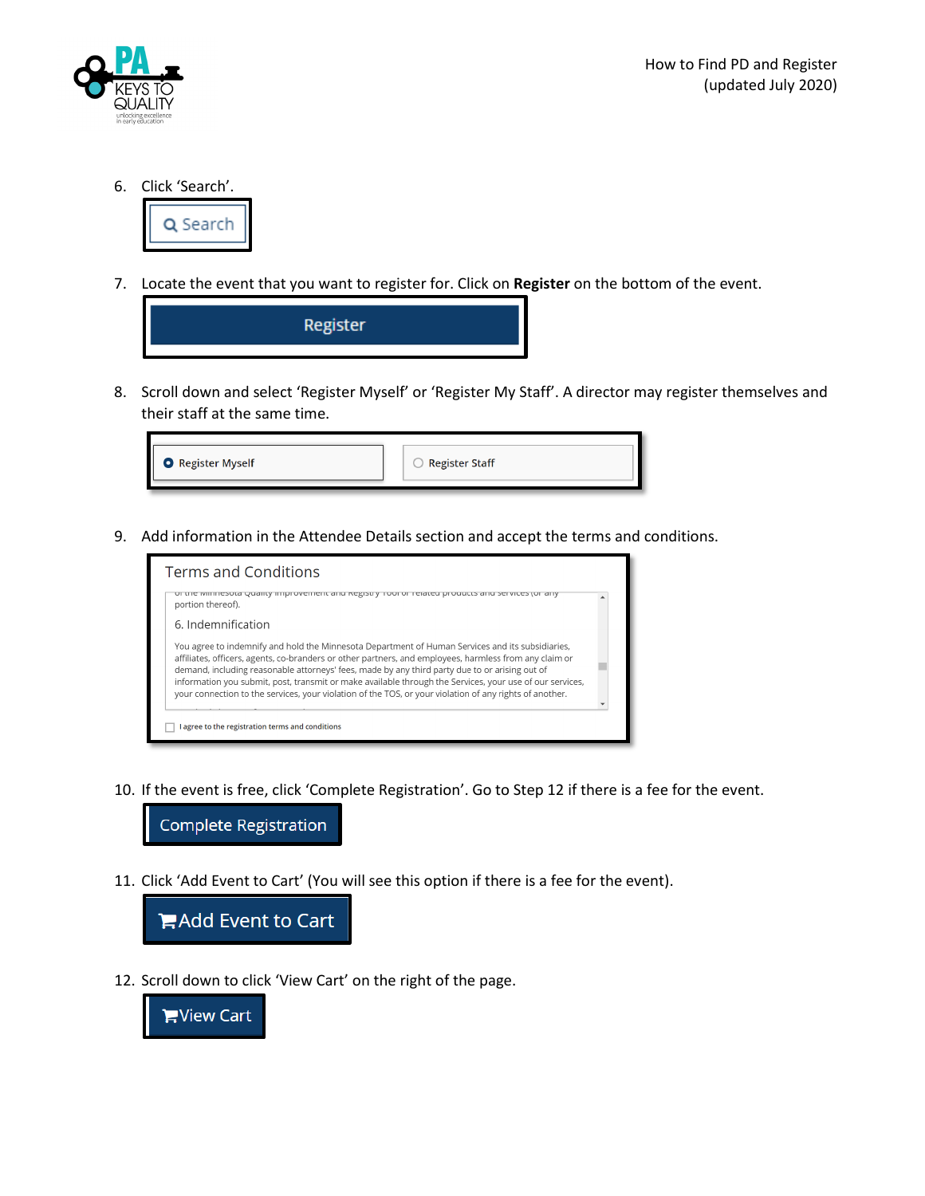6. Click 'Search'.

   Search

7. Locate the event that you want to register for. Click on **Register** on the bottom of the event.

   Register

8. Scroll down and select 'Register Myself' or 'Register My Staff'. A director may register themselves and their staff at the same time.

   Register Myself | Register Staff

9. Add information in the Attendee Details section and accept the terms and conditions.

   Terms and Conditions

   of the Minnesota Quality Improvement and Registry Tool or related products and services (or any portion thereof).

   6. Indemnification

   You agree to indemnify and hold the Minnesota Department of Human Services and its subsidiaries, affiliates, officers, agents, co-branders or other partners, and employees, harmless from any claim or demand, including reasonable attorneys' fees, made by any third party due to or arising out of information you submit, post, transmit or make available through the Services, your use of our services, your connection to the services, your violation of the TOS, or your violation of any rights of another.

   I agree to the registration terms and conditions

10. If the event is free, click 'Complete Registration'. Go to Step 12 if there is a fee for the event.

    Complete Registration

11. Click 'Add Event to Cart' (You will see this option if there is a fee for the event).

    Add Event to Cart

12. Scroll down to click 'View Cart' on the right of the page.

    View Cart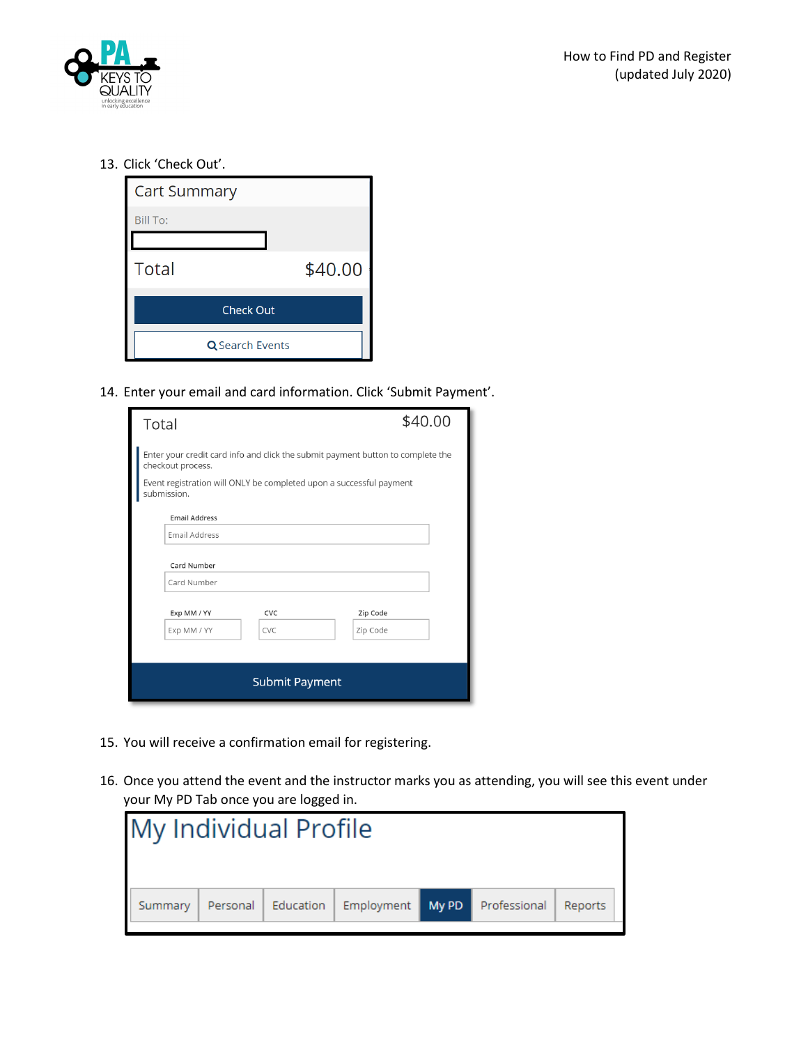13. Click 'Check Out'.

Cart Summary

Bill To:

Total $40.00

Check Out

Search Events

14. Enter your email and card information. Click 'Submit Payment'.

Total $40.00

Enter your credit card info and click the submit payment button to complete the checkout process.

Event registration will ONLY be completed upon a successful payment submission.

Email Address

Card Number

Exp MM / YY

CVC

Zip Code

Submit Payment

15. You will receive a confirmation email for registering.

16. Once you attend the event and the instructor marks you as attending, you will see this event under your My PD Tab once you are logged in.

My Individual Profile

Summary | Personal | Education | Employment | My PD | Professional | Reports